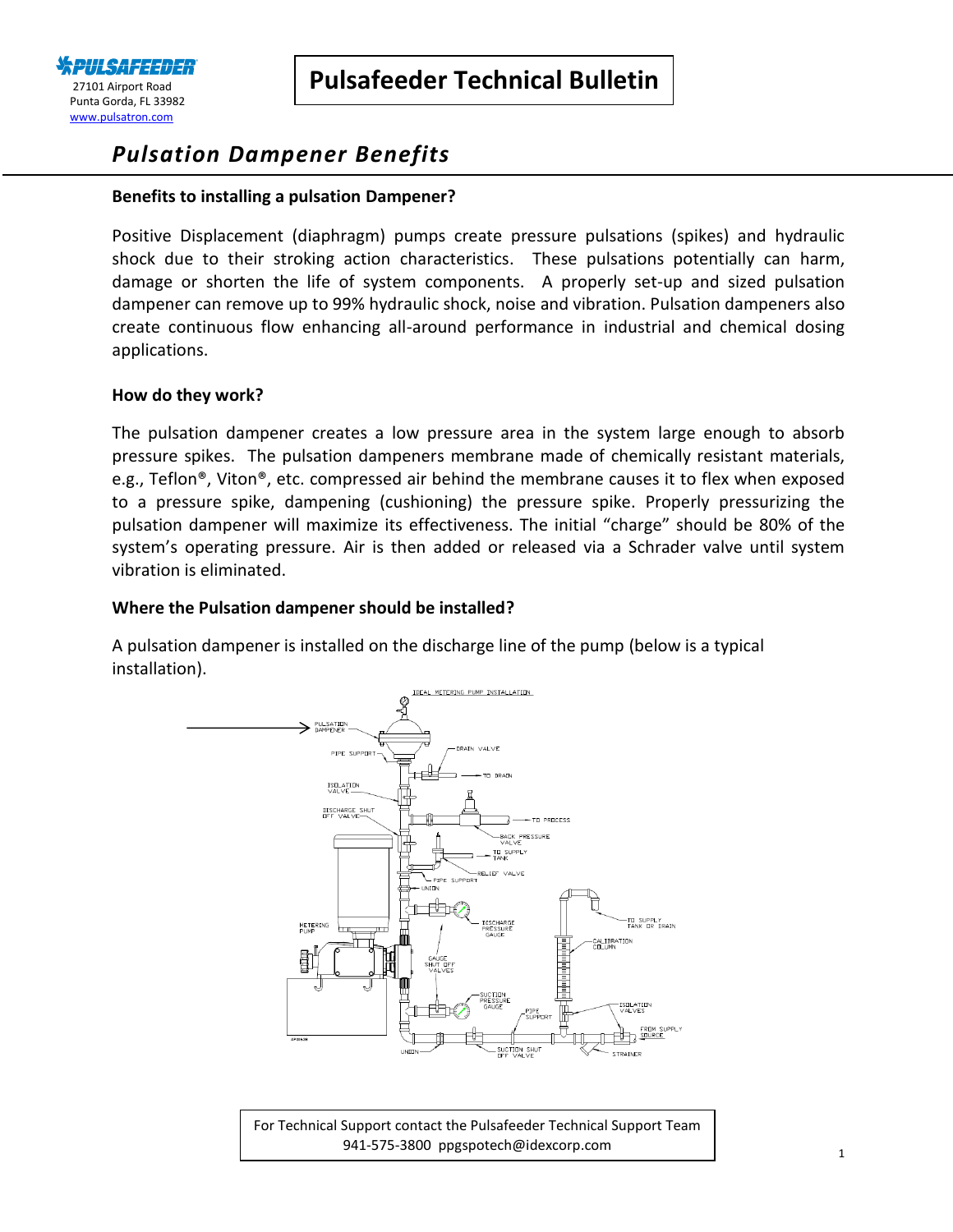PULSAFEEDER
27101 Airport Road
Punta Gorda, FL 33982
www.pulsatron.com

# Pulsafeeder Technical Bulletin

## *Pulsation Dampener Benefits*

**Benefits to installing a pulsation Dampener?**

Positive Displacement (diaphragm) pumps create pressure pulsations (spikes) and hydraulic shock due to their stroking action characteristics. These pulsations potentially can harm, damage or shorten the life of system components. A properly set-up and sized pulsation dampener can remove up to 99% hydraulic shock, noise and vibration. Pulsation dampeners also create continuous flow enhancing all-around performance in industrial and chemical dosing applications.

**How do they work?**

The pulsation dampener creates a low pressure area in the system large enough to absorb pressure spikes. The pulsation dampeners membrane made of chemically resistant materials, e.g., Teflon®, Viton®, etc. compressed air behind the membrane causes it to flex when exposed to a pressure spike, dampening (cushioning) the pressure spike. Properly pressurizing the pulsation dampener will maximize its effectiveness. The initial "charge" should be 80% of the system's operating pressure. Air is then added or released via a Schrader valve until system vibration is eliminated.

**Where the Pulsation dampener should be installed?**

A pulsation dampener is installed on the discharge line of the pump (below is a typical installation).

IDEAL METERING PUMP INSTALLATION
PULSATION DAMPENER
PIPE SUPPORT
DRAIN VALVE
TO DRAIN
ISOLATION VALVE
DISCHARGE SHUT OFF VALVE
TO PROCESS
BACK PRESSURE VALVE
TO SUPPLY TANK
RELIEF VALVE
PIPE SUPPORT
UNION
METERING PUMP
DISCHARGE PRESSURE GAUGE
GAUGE SHUT OFF VALVES
TO SUPPLY TANK OR DRAIN
CALIBRATION COLUMN
SUCTION PRESSURE GAUGE
PIPE SUPPORT
ISOLATION VALVES
FROM SUPPLY SOURCE
UNION
SUCTION SHUT OFF VALVE
STRAINER

For Technical Support contact the Pulsafeeder Technical Support Team
941-575-3800 ppgspotech@idexcorp.com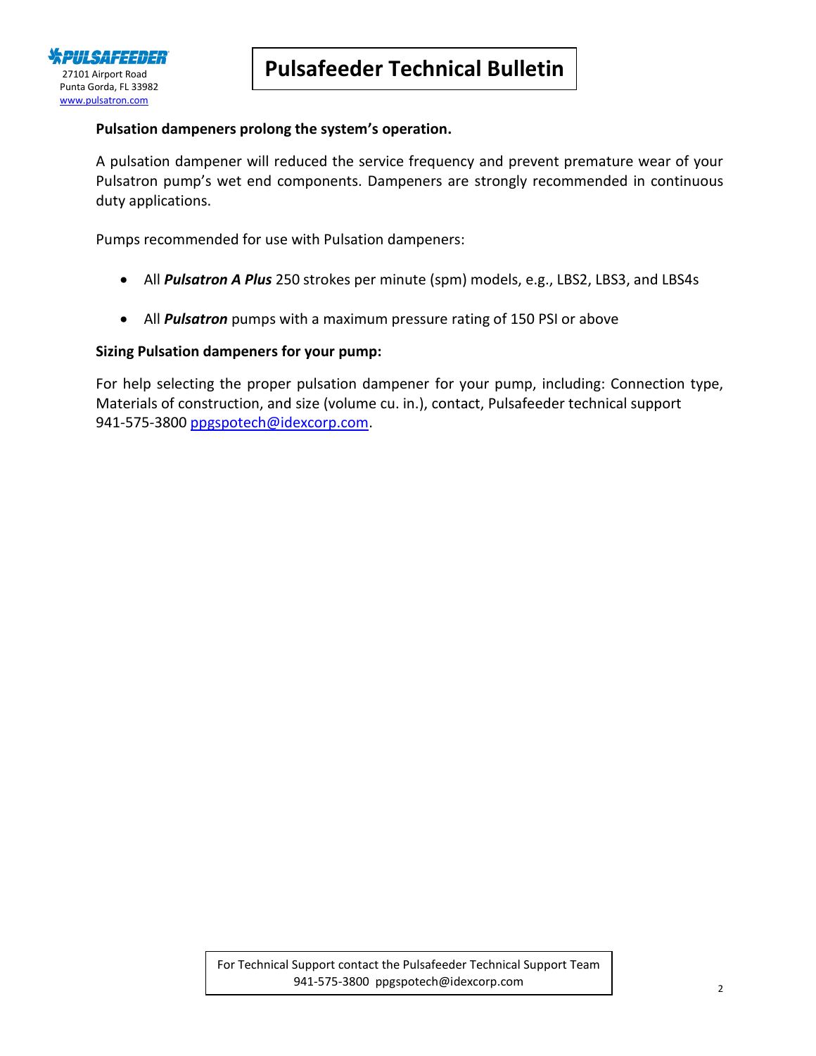**Pulsation dampeners prolong the system's operation.**

A pulsation dampener will reduced the service frequency and prevent premature wear of your Pulsatron pump's wet end components. Dampeners are strongly recommended in continuous duty applications.

Pumps recommended for use with Pulsation dampeners:

- All ***Pulsatron A Plus*** 250 strokes per minute (spm) models, e.g., LBS2, LBS3, and LBS4s
- All ***Pulsatron*** pumps with a maximum pressure rating of 150 PSI or above

**Sizing Pulsation dampeners for your pump:**

For help selecting the proper pulsation dampener for your pump, including: Connection type, Materials of construction, and size (volume cu. in.), contact, Pulsafeeder technical support 941-575-3800 ppgspotech@idexcorp.com.